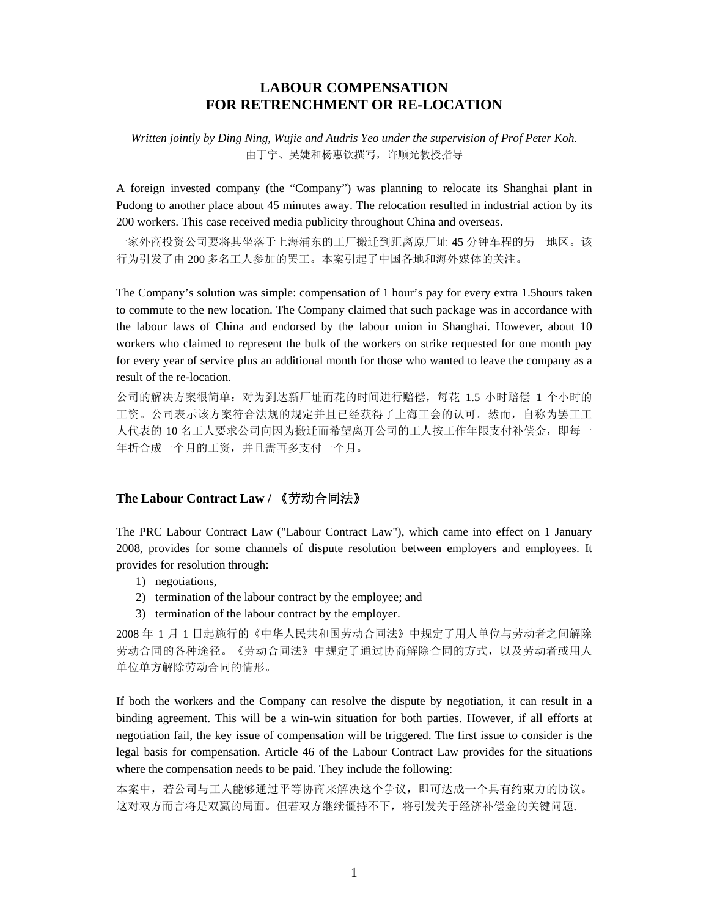# LABOUR COMPENSATION FOR RETRENCHMENT OR RE-LOCATION

*Written jointly by Ding Ning, Wujie and Audris Yeo under the supervision of Prof Peter Koh.*
由丁宁、吴婕和杨惠钦撰写，许顺光教授指导

A foreign invested company (the "Company") was planning to relocate its Shanghai plant in Pudong to another place about 45 minutes away. The relocation resulted in industrial action by its 200 workers. This case received media publicity throughout China and overseas.

一家外商投资公司要将其坐落于上海浦东的工厂搬迁到距离原厂址 45 分钟车程的另一地区。该行为引发了由 200 多名工人参加的罢工。本案引起了中国各地和海外媒体的关注。

The Company's solution was simple: compensation of 1 hour's pay for every extra 1.5hours taken to commute to the new location. The Company claimed that such package was in accordance with the labour laws of China and endorsed by the labour union in Shanghai. However, about 10 workers who claimed to represent the bulk of the workers on strike requested for one month pay for every year of service plus an additional month for those who wanted to leave the company as a result of the re-location.

公司的解决方案很简单：对为到达新厂址而花的时间进行赔偿，每花 1.5 小时赔偿 1 个小时的工资。公司表示该方案符合法规的规定并且已经获得了上海工会的认可。然而，自称为罢工工人代表的 10 名工人要求公司向因为搬迁而希望离开公司的工人按工作年限支付补偿金，即每一年折合成一个月的工资，并且需再多支付一个月。

## The Labour Contract Law / 《劳动合同法》

The PRC Labour Contract Law ("Labour Contract Law"), which came into effect on 1 January 2008, provides for some channels of dispute resolution between employers and employees. It provides for resolution through:

1) negotiations,
2) termination of the labour contract by the employee; and
3) termination of the labour contract by the employer.

2008 年 1 月 1 日起施行的《中华人民共和国劳动合同法》中规定了用人单位与劳动者之间解除劳动合同的各种途径。《劳动合同法》中规定了通过协商解除合同的方式，以及劳动者或用人单位单方解除劳动合同的情形。

If both the workers and the Company can resolve the dispute by negotiation, it can result in a binding agreement. This will be a win-win situation for both parties. However, if all efforts at negotiation fail, the key issue of compensation will be triggered. The first issue to consider is the legal basis for compensation. Article 46 of the Labour Contract Law provides for the situations where the compensation needs to be paid. They include the following:

本案中，若公司与工人能够通过平等协商来解决这个争议，即可达成一个具有约束力的协议。这对双方而言将是双赢的局面。但若双方继续僵持不下，将引发关于经济补偿金的关键问题.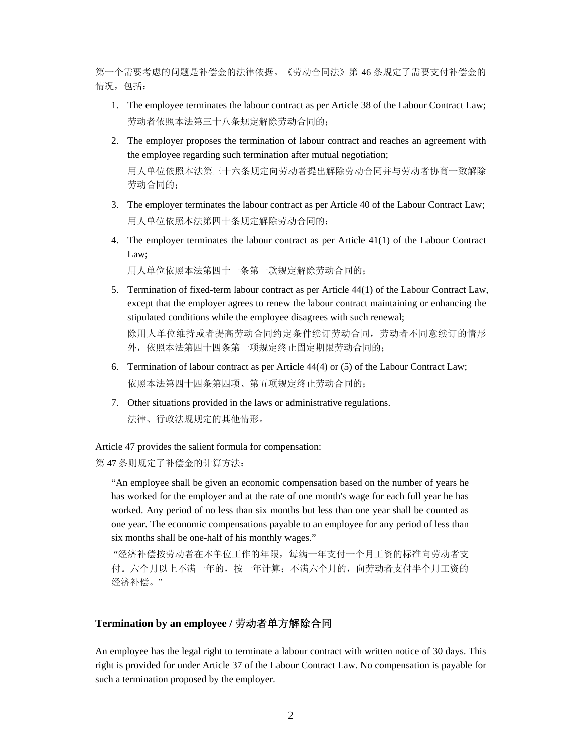第一个需要考虑的问题是补偿金的法律依据。《劳动合同法》第 46 条规定了需要支付补偿金的情况，包括：

1. The employee terminates the labour contract as per Article 38 of the Labour Contract Law;
   劳动者依照本法第三十八条规定解除劳动合同的；
2. The employer proposes the termination of labour contract and reaches an agreement with the employee regarding such termination after mutual negotiation;
   用人单位依照本法第三十六条规定向劳动者提出解除劳动合同并与劳动者协商一致解除劳动合同的；
3. The employer terminates the labour contract as per Article 40 of the Labour Contract Law;
   用人单位依照本法第四十条规定解除劳动合同的；
4. The employer terminates the labour contract as per Article 41(1) of the Labour Contract Law;
   用人单位依照本法第四十一条第一款规定解除劳动合同的；
5. Termination of fixed-term labour contract as per Article 44(1) of the Labour Contract Law, except that the employer agrees to renew the labour contract maintaining or enhancing the stipulated conditions while the employee disagrees with such renewal;
   除用人单位维持或者提高劳动合同约定条件续订劳动合同，劳动者不同意续订的情形外，依照本法第四十四条第一项规定终止固定期限劳动合同的；
6. Termination of labour contract as per Article 44(4) or (5) of the Labour Contract Law;
   依照本法第四十四条第四项、第五项规定终止劳动合同的；
7. Other situations provided in the laws or administrative regulations.
   法律、行政法规规定的其他情形。

Article 47 provides the salient formula for compensation:

第 47 条则规定了补偿金的计算方法：

> "An employee shall be given an economic compensation based on the number of years he has worked for the employer and at the rate of one month's wage for each full year he has worked. Any period of no less than six months but less than one year shall be counted as one year. The economic compensations payable to an employee for any period of less than six months shall be one-half of his monthly wages."
>
> "经济补偿按劳动者在本单位工作的年限，每满一年支付一个月工资的标准向劳动者支付。六个月以上不满一年的，按一年计算；不满六个月的，向劳动者支付半个月工资的经济补偿。"

## Termination by an employee / 劳动者单方解除合同

An employee has the legal right to terminate a labour contract with written notice of 30 days. This right is provided for under Article 37 of the Labour Contract Law. No compensation is payable for such a termination proposed by the employer.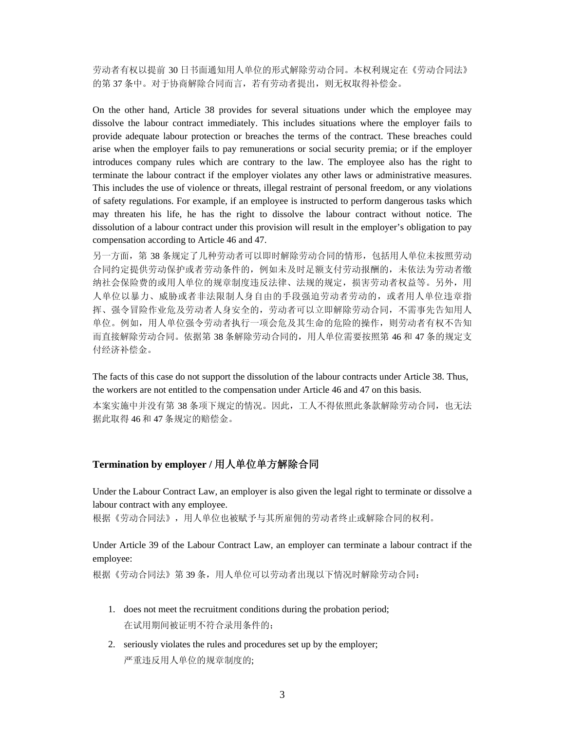劳动者有权以提前 30 日书面通知用人单位的形式解除劳动合同。本权利规定在《劳动合同法》的第 37 条中。对于协商解除合同而言，若有劳动者提出，则无权取得补偿金。

On the other hand, Article 38 provides for several situations under which the employee may dissolve the labour contract immediately. This includes situations where the employer fails to provide adequate labour protection or breaches the terms of the contract. These breaches could arise when the employer fails to pay remunerations or social security premia; or if the employer introduces company rules which are contrary to the law. The employee also has the right to terminate the labour contract if the employer violates any other laws or administrative measures. This includes the use of violence or threats, illegal restraint of personal freedom, or any violations of safety regulations. For example, if an employee is instructed to perform dangerous tasks which may threaten his life, he has the right to dissolve the labour contract without notice. The dissolution of a labour contract under this provision will result in the employer's obligation to pay compensation according to Article 46 and 47.

另一方面，第 38 条规定了几种劳动者可以即时解除劳动合同的情形，包括用人单位未按照劳动合同约定提供劳动保护或者劳动条件的，例如未及时足额支付劳动报酬的，未依法为劳动者缴纳社会保险费的或用人单位的规章制度违反法律、法规的规定，损害劳动者权益等。另外，用人单位以暴力、威胁或者非法限制人身自由的手段强迫劳动者劳动的，或者用人单位违章指挥、强令冒险作业危及劳动者人身安全的，劳动者可以立即解除劳动合同，不需事先告知用人单位。例如，用人单位强令劳动者执行一项会危及其生命的危险的操作，则劳动者有权不告知而直接解除劳动合同。依据第 38 条解除劳动合同的，用人单位需要按照第 46 和 47 条的规定支付经济补偿金。

The facts of this case do not support the dissolution of the labour contracts under Article 38. Thus, the workers are not entitled to the compensation under Article 46 and 47 on this basis.

本案实施中并没有第 38 条项下规定的情况。因此，工人不得依照此条款解除劳动合同，也无法据此取得 46 和 47 条规定的赔偿金。

### Termination by employer / 用人单位单方解除合同

Under the Labour Contract Law, an employer is also given the legal right to terminate or dissolve a labour contract with any employee.

根据《劳动合同法》，用人单位也被赋予与其所雇佣的劳动者终止或解除合同的权利。

Under Article 39 of the Labour Contract Law, an employer can terminate a labour contract if the employee:

根据《劳动合同法》第 39 条，用人单位可以劳动者出现以下情况时解除劳动合同：

1. does not meet the recruitment conditions during the probation period;
   在试用期间被证明不符合录用条件的；
2. seriously violates the rules and procedures set up by the employer;
   严重违反用人单位的规章制度的;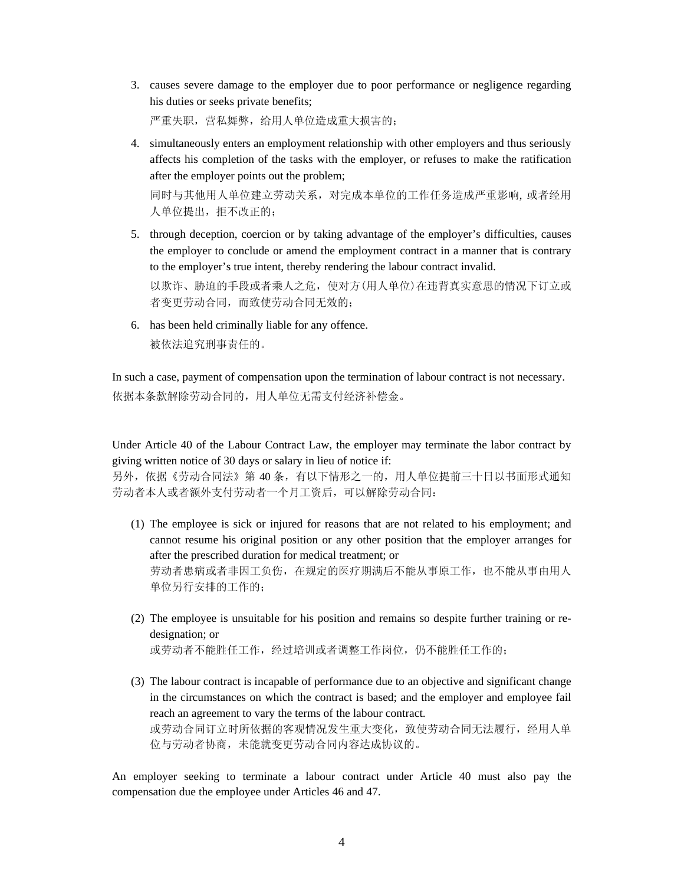3. causes severe damage to the employer due to poor performance or negligence regarding his duties or seeks private benefits;

   严重失职，营私舞弊，给用人单位造成重大损害的；

4. simultaneously enters an employment relationship with other employers and thus seriously affects his completion of the tasks with the employer, or refuses to make the ratification after the employer points out the problem;

   同时与其他用人单位建立劳动关系，对完成本单位的工作任务造成严重影响, 或者经用人单位提出，拒不改正的；

5. through deception, coercion or by taking advantage of the employer's difficulties, causes the employer to conclude or amend the employment contract in a manner that is contrary to the employer's true intent, thereby rendering the labour contract invalid.

   以欺诈、胁迫的手段或者乘人之危，使对方(用人单位)在违背真实意思的情况下订立或者变更劳动合同，而致使劳动合同无效的；

6. has been held criminally liable for any offence.

   被依法追究刑事责任的。

In such a case, payment of compensation upon the termination of labour contract is not necessary.
依据本条款解除劳动合同的，用人单位无需支付经济补偿金。

Under Article 40 of the Labour Contract Law, the employer may terminate the labor contract by giving written notice of 30 days or salary in lieu of notice if:
另外，依据《劳动合同法》第 40 条，有以下情形之一的，用人单位提前三十日以书面形式通知劳动者本人或者额外支付劳动者一个月工资后，可以解除劳动合同：

(1) The employee is sick or injured for reasons that are not related to his employment; and cannot resume his original position or any other position that the employer arranges for after the prescribed duration for medical treatment; or
劳动者患病或者非因工负伤，在规定的医疗期满后不能从事原工作，也不能从事由用人单位另行安排的工作的；

(2) The employee is unsuitable for his position and remains so despite further training or re-designation; or
或劳动者不能胜任工作，经过培训或者调整工作岗位，仍不能胜任工作的；

(3) The labour contract is incapable of performance due to an objective and significant change in the circumstances on which the contract is based; and the employer and employee fail reach an agreement to vary the terms of the labour contract.
或劳动合同订立时所依据的客观情况发生重大变化，致使劳动合同无法履行，经用人单位与劳动者协商，未能就变更劳动合同内容达成协议的。

An employer seeking to terminate a labour contract under Article 40 must also pay the compensation due the employee under Articles 46 and 47.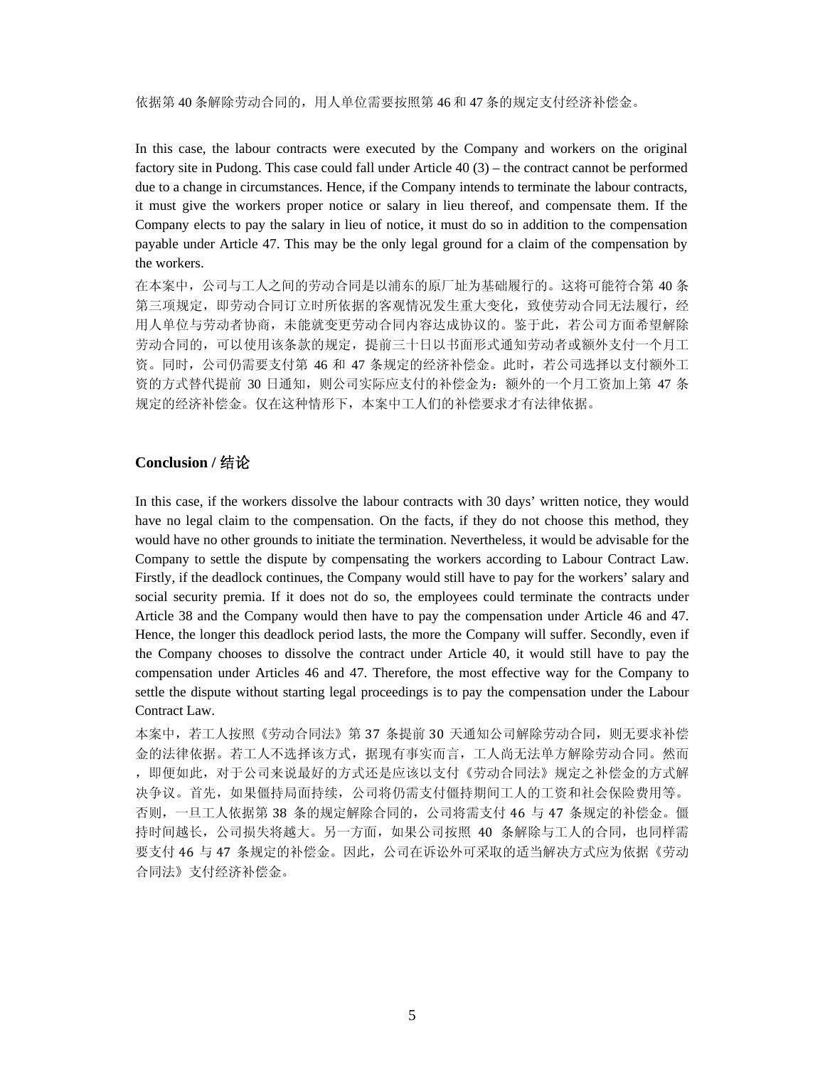依据第 40 条解除劳动合同的，用人单位需要按照第 46 和 47 条的规定支付经济补偿金。

In this case, the labour contracts were executed by the Company and workers on the original factory site in Pudong. This case could fall under Article 40 (3) – the contract cannot be performed due to a change in circumstances. Hence, if the Company intends to terminate the labour contracts, it must give the workers proper notice or salary in lieu thereof, and compensate them. If the Company elects to pay the salary in lieu of notice, it must do so in addition to the compensation payable under Article 47. This may be the only legal ground for a claim of the compensation by the workers.

在本案中，公司与工人之间的劳动合同是以浦东的原厂址为基础履行的。这将可能符合第 40 条第三项规定，即劳动合同订立时所依据的客观情况发生重大变化，致使劳动合同无法履行，经用人单位与劳动者协商，未能就变更劳动合同内容达成协议的。鉴于此，若公司方面希望解除劳动合同的，可以使用该条款的规定，提前三十日以书面形式通知劳动者或额外支付一个月工资。同时，公司仍需要支付第 46 和 47 条规定的经济补偿金。此时，若公司选择以支付额外工资的方式替代提前 30 日通知，则公司实际应支付的补偿金为：额外的一个月工资加上第 47 条规定的经济补偿金。仅在这种情形下，本案中工人们的补偿要求才有法律依据。

## Conclusion / 结论

In this case, if the workers dissolve the labour contracts with 30 days' written notice, they would have no legal claim to the compensation. On the facts, if they do not choose this method, they would have no other grounds to initiate the termination. Nevertheless, it would be advisable for the Company to settle the dispute by compensating the workers according to Labour Contract Law. Firstly, if the deadlock continues, the Company would still have to pay for the workers' salary and social security premia. If it does not do so, the employees could terminate the contracts under Article 38 and the Company would then have to pay the compensation under Article 46 and 47. Hence, the longer this deadlock period lasts, the more the Company will suffer. Secondly, even if the Company chooses to dissolve the contract under Article 40, it would still have to pay the compensation under Articles 46 and 47. Therefore, the most effective way for the Company to settle the dispute without starting legal proceedings is to pay the compensation under the Labour Contract Law.

本案中，若工人按照《劳动合同法》第 37 条提前 30 天通知公司解除劳动合同，则无要求补偿金的法律依据。若工人不选择该方式，据现有事实而言，工人尚无法单方解除劳动合同。然而，即便如此，对于公司来说最好的方式还是应该以支付《劳动合同法》规定之补偿金的方式解决争议。首先，如果僵持局面持续，公司将仍需支付僵持期间工人的工资和社会保险费用等。否则，一旦工人依据第 38 条的规定解除合同的，公司将需支付 46 与 47 条规定的补偿金。僵持时间越长，公司损失将越大。另一方面，如果公司按照 40 条解除与工人的合同，也同样需要支付 46 与 47 条规定的补偿金。因此，公司在诉讼外可采取的适当解决方式应为依据《劳动合同法》支付经济补偿金。